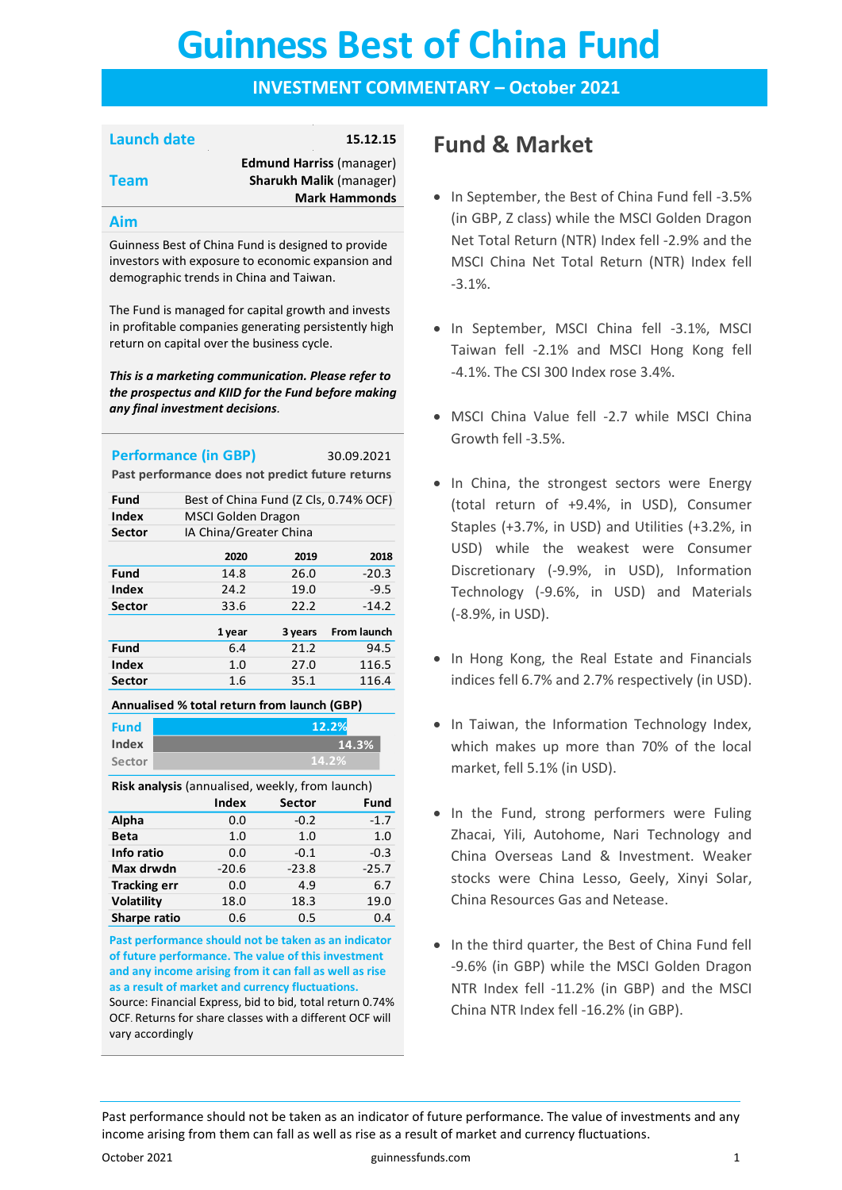# Guinness Best of China Fund

## INVESTMENT COMMENTARY – October 2021

| | |
|---|---|
| **Launch date** | **15.12.15** |
| **Team** | **Edmund Harriss** (manager)<br>**Sharukh Malik** (manager)<br>**Mark Hammonds** |

### Aim

Guinness Best of China Fund is designed to provide investors with exposure to economic expansion and demographic trends in China and Taiwan.

The Fund is managed for capital growth and invests in profitable companies generating persistently high return on capital over the business cycle.

***This is a marketing communication. Please refer to the prospectus and KIID for the Fund before making any final investment decisions***.

### Performance (in GBP) 30.09.2021

**Past performance does not predict future returns**

| | |
|---|---|
| **Fund** | Best of China Fund (Z Cls, 0.74% OCF) |
| **Index** | MSCI Golden Dragon |
| **Sector** | IA China/Greater China |

| | 2020 | 2019 | 2018 |
|---|---|---|---|
| **Fund** | 14.8 | 26.0 | -20.3 |
| **Index** | 24.2 | 19.0 | -9.5 |
| **Sector** | 33.6 | 22.2 | -14.2 |

| | 1 year | 3 years | From launch |
|---|---|---|---|
| **Fund** | 6.4 | 21.2 | 94.5 |
| **Index** | 1.0 | 27.0 | 116.5 |
| **Sector** | 1.6 | 35.1 | 116.4 |

**Annualised % total return from launch (GBP)**

Fund 12.2%
Index 14.3%
Sector 14.2%

**Risk analysis** (annualised, weekly, from launch)

| | Index | Sector | Fund |
|---|---|---|---|
| **Alpha** | 0.0 | -0.2 | -1.7 |
| **Beta** | 1.0 | 1.0 | 1.0 |
| **Info ratio** | 0.0 | -0.1 | -0.3 |
| **Max drwdn** | -20.6 | -23.8 | -25.7 |
| **Tracking err** | 0.0 | 4.9 | 6.7 |
| **Volatility** | 18.0 | 18.3 | 19.0 |
| **Sharpe ratio** | 0.6 | 0.5 | 0.4 |

**Past performance should not be taken as an indicator of future performance. The value of this investment and any income arising from it can fall as well as rise as a result of market and currency fluctuations.**
Source: Financial Express, bid to bid, total return 0.74% OCF. Returns for share classes with a different OCF will vary accordingly

## Fund & Market

- In September, the Best of China Fund fell -3.5% (in GBP, Z class) while the MSCI Golden Dragon Net Total Return (NTR) Index fell -2.9% and the MSCI China Net Total Return (NTR) Index fell -3.1%.
- In September, MSCI China fell -3.1%, MSCI Taiwan fell -2.1% and MSCI Hong Kong fell -4.1%. The CSI 300 Index rose 3.4%.
- MSCI China Value fell -2.7 while MSCI China Growth fell -3.5%.
- In China, the strongest sectors were Energy (total return of +9.4%, in USD), Consumer Staples (+3.7%, in USD) and Utilities (+3.2%, in USD) while the weakest were Consumer Discretionary (-9.9%, in USD), Information Technology (-9.6%, in USD) and Materials (-8.9%, in USD).
- In Hong Kong, the Real Estate and Financials indices fell 6.7% and 2.7% respectively (in USD).
- In Taiwan, the Information Technology Index, which makes up more than 70% of the local market, fell 5.1% (in USD).
- In the Fund, strong performers were Fuling Zhacai, Yili, Autohome, Nari Technology and China Overseas Land & Investment. Weaker stocks were China Lesso, Geely, Xinyi Solar, China Resources Gas and Netease.
- In the third quarter, the Best of China Fund fell -9.6% (in GBP) while the MSCI Golden Dragon NTR Index fell -11.2% (in GBP) and the MSCI China NTR Index fell -16.2% (in GBP).

Past performance should not be taken as an indicator of future performance. The value of investments and any income arising from them can fall as well as rise as a result of market and currency fluctuations.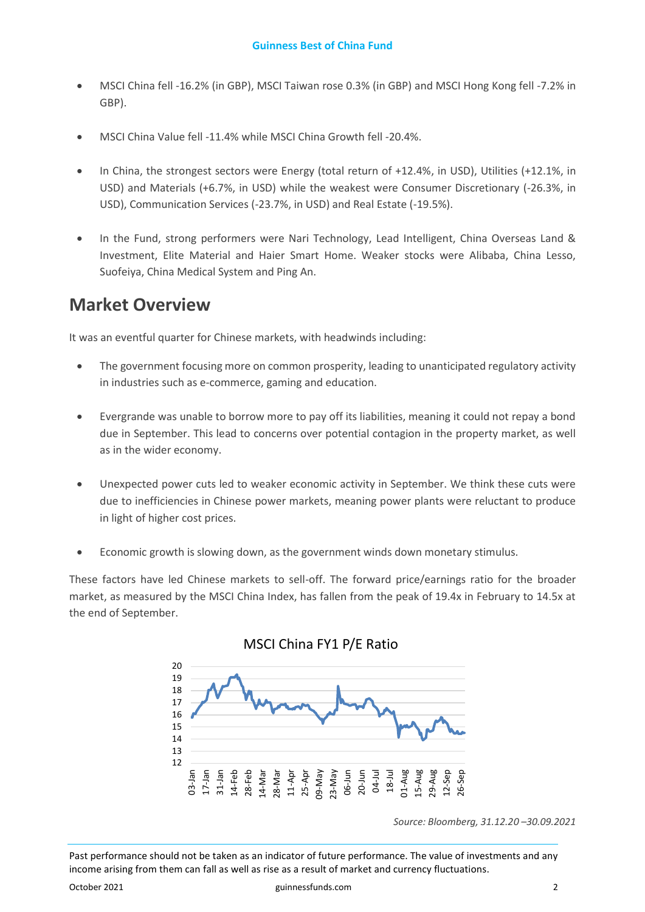- MSCI China fell -16.2% (in GBP), MSCI Taiwan rose 0.3% (in GBP) and MSCI Hong Kong fell -7.2% in GBP).
- MSCI China Value fell -11.4% while MSCI China Growth fell -20.4%.
- In China, the strongest sectors were Energy (total return of +12.4%, in USD), Utilities (+12.1%, in USD) and Materials (+6.7%, in USD) while the weakest were Consumer Discretionary (-26.3%, in USD), Communication Services (-23.7%, in USD) and Real Estate (-19.5%).
- In the Fund, strong performers were Nari Technology, Lead Intelligent, China Overseas Land & Investment, Elite Material and Haier Smart Home. Weaker stocks were Alibaba, China Lesso, Suofeiya, China Medical System and Ping An.

# Market Overview

It was an eventful quarter for Chinese markets, with headwinds including:

- The government focusing more on common prosperity, leading to unanticipated regulatory activity in industries such as e-commerce, gaming and education.
- Evergrande was unable to borrow more to pay off its liabilities, meaning it could not repay a bond due in September. This lead to concerns over potential contagion in the property market, as well as in the wider economy.
- Unexpected power cuts led to weaker economic activity in September. We think these cuts were due to inefficiencies in Chinese power markets, meaning power plants were reluctant to produce in light of higher cost prices.
- Economic growth is slowing down, as the government winds down monetary stimulus.

These factors have led Chinese markets to sell-off. The forward price/earnings ratio for the broader market, as measured by the MSCI China Index, has fallen from the peak of 19.4x in February to 14.5x at the end of September.

MSCI China FY1 P/E Ratio

20
19
18
17
16
15
14
13
12

03-Jan 17-Jan 31-Jan 14-Feb 28-Feb 14-Mar 28-Mar 11-Apr 25-Apr 09-May 23-May 06-Jun 20-Jun 04-Jul 18-Jul 01-Aug 15-Aug 29-Aug 12-Sep 26-Sep

*Source: Bloomberg, 31.12.20 –30.09.2021*

Past performance should not be taken as an indicator of future performance. The value of investments and any income arising from them can fall as well as rise as a result of market and currency fluctuations.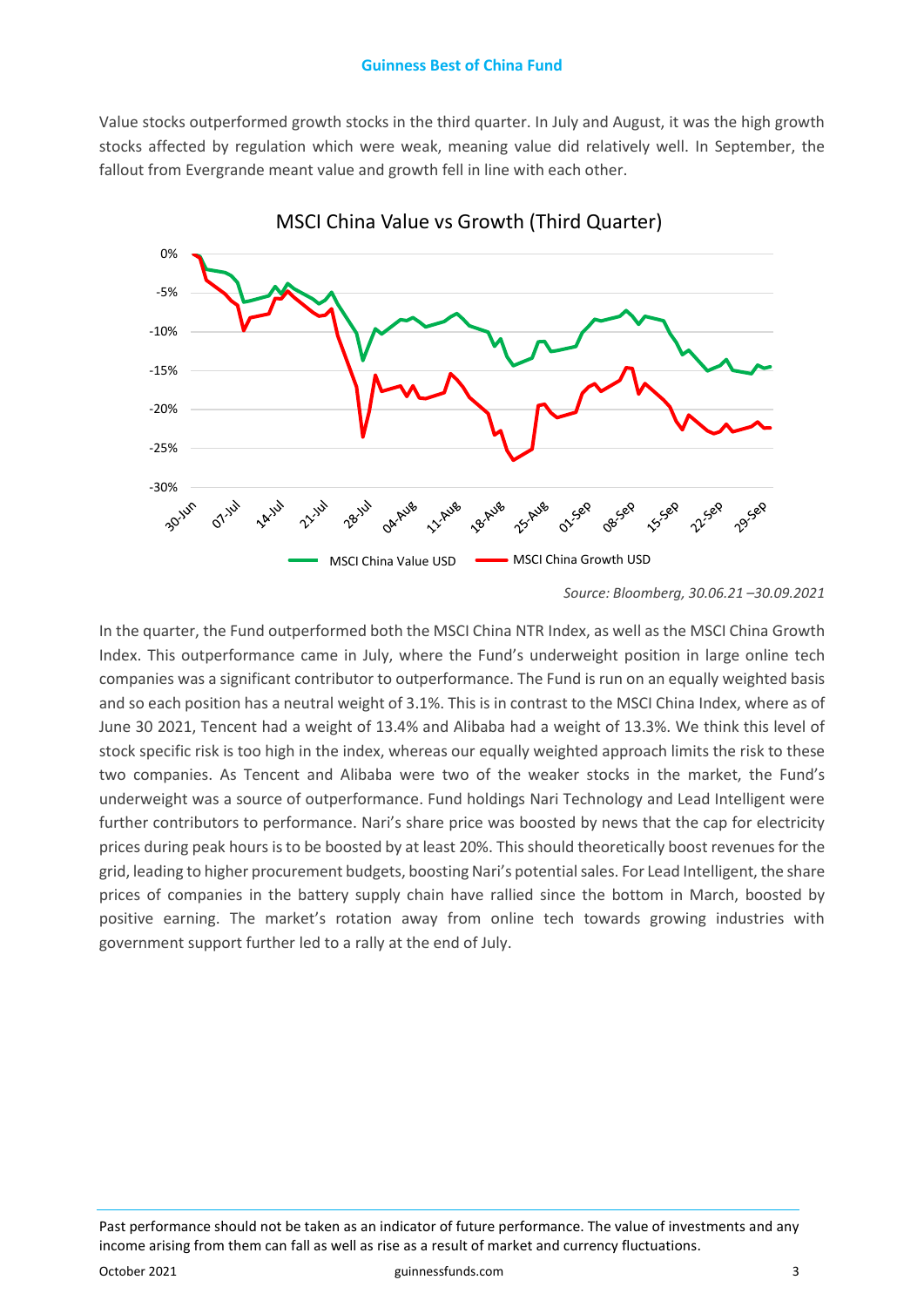Value stocks outperformed growth stocks in the third quarter. In July and August, it was the high growth stocks affected by regulation which were weak, meaning value did relatively well. In September, the fallout from Evergrande meant value and growth fell in line with each other.

MSCI China Value vs Growth (Third Quarter)

0%
-5%
-10%
-15%
-20%
-25%
-30%

30-Jun
07-Jul
14-Jul
21-Jul
28-Jul
04-Aug
11-Aug
18-Aug
25-Aug
01-Sep
08-Sep
15-Sep
22-Sep
29-Sep

MSCI China Value USD
MSCI China Growth USD

*Source: Bloomberg, 30.06.21 –30.09.2021*

In the quarter, the Fund outperformed both the MSCI China NTR Index, as well as the MSCI China Growth Index. This outperformance came in July, where the Fund's underweight position in large online tech companies was a significant contributor to outperformance. The Fund is run on an equally weighted basis and so each position has a neutral weight of 3.1%. This is in contrast to the MSCI China Index, where as of June 30 2021, Tencent had a weight of 13.4% and Alibaba had a weight of 13.3%. We think this level of stock specific risk is too high in the index, whereas our equally weighted approach limits the risk to these two companies. As Tencent and Alibaba were two of the weaker stocks in the market, the Fund's underweight was a source of outperformance. Fund holdings Nari Technology and Lead Intelligent were further contributors to performance. Nari's share price was boosted by news that the cap for electricity prices during peak hours is to be boosted by at least 20%. This should theoretically boost revenues for the grid, leading to higher procurement budgets, boosting Nari's potential sales. For Lead Intelligent, the share prices of companies in the battery supply chain have rallied since the bottom in March, boosted by positive earning. The market's rotation away from online tech towards growing industries with government support further led to a rally at the end of July.

Past performance should not be taken as an indicator of future performance. The value of investments and any income arising from them can fall as well as rise as a result of market and currency fluctuations.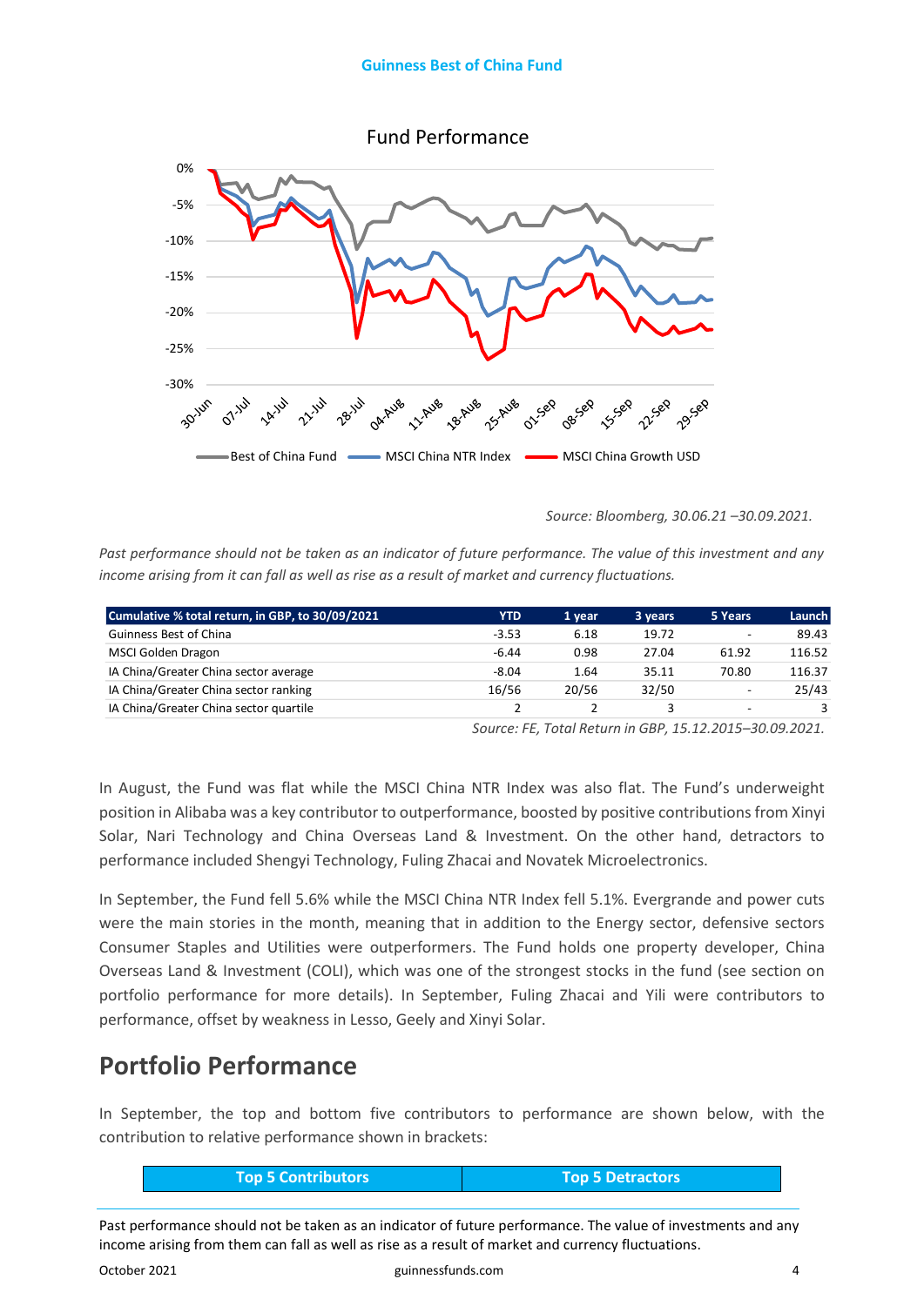Fund Performance

0%
-5%
-10%
-15%
-20%
-25%
-30%

30-Jun 07-Jul 14-Jul 21-Jul 28-Jul 04-Aug 11-Aug 18-Aug 25-Aug 01-Sep 08-Sep 15-Sep 22-Sep 29-Sep

Best of China Fund — MSCI China NTR Index — MSCI China Growth USD

*Source: Bloomberg, 30.06.21 –30.09.2021.*

*Past performance should not be taken as an indicator of future performance. The value of this investment and any income arising from it can fall as well as rise as a result of market and currency fluctuations.*

| Cumulative % total return, in GBP, to 30/09/2021 | YTD | 1 year | 3 years | 5 Years | Launch |
|---|---|---|---|---|---|
| Guinness Best of China | -3.53 | 6.18 | 19.72 | - | 89.43 |
| MSCI Golden Dragon | -6.44 | 0.98 | 27.04 | 61.92 | 116.52 |
| IA China/Greater China sector average | -8.04 | 1.64 | 35.11 | 70.80 | 116.37 |
| IA China/Greater China sector ranking | 16/56 | 20/56 | 32/50 | - | 25/43 |
| IA China/Greater China sector quartile | 2 | 2 | 3 | - | 3 |

*Source: FE, Total Return in GBP, 15.12.2015–30.09.2021.*

In August, the Fund was flat while the MSCI China NTR Index was also flat. The Fund's underweight position in Alibaba was a key contributor to outperformance, boosted by positive contributions from Xinyi Solar, Nari Technology and China Overseas Land & Investment. On the other hand, detractors to performance included Shengyi Technology, Fuling Zhacai and Novatek Microelectronics.

In September, the Fund fell 5.6% while the MSCI China NTR Index fell 5.1%. Evergrande and power cuts were the main stories in the month, meaning that in addition to the Energy sector, defensive sectors Consumer Staples and Utilities were outperformers. The Fund holds one property developer, China Overseas Land & Investment (COLI), which was one of the strongest stocks in the fund (see section on portfolio performance for more details). In September, Fuling Zhacai and Yili were contributors to performance, offset by weakness in Lesso, Geely and Xinyi Solar.

## Portfolio Performance

In September, the top and bottom five contributors to performance are shown below, with the contribution to relative performance shown in brackets:

| Top 5 Contributors | Top 5 Detractors |
|---|---|

Past performance should not be taken as an indicator of future performance. The value of investments and any income arising from them can fall as well as rise as a result of market and currency fluctuations.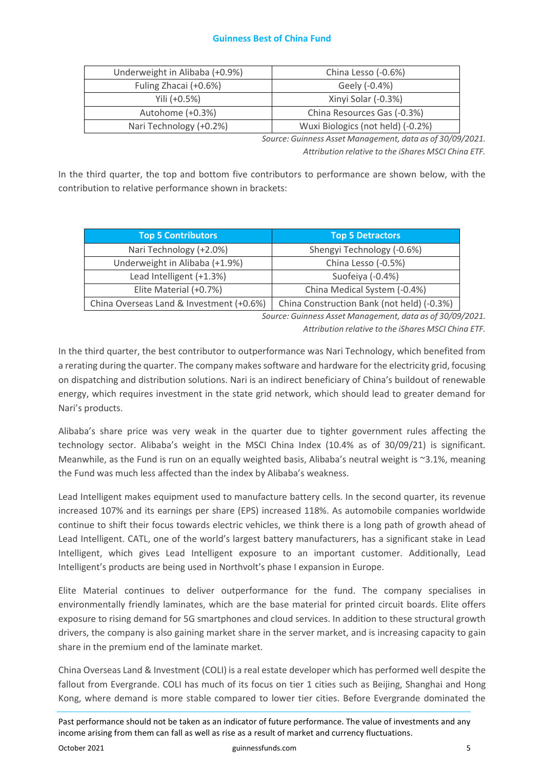| | |
|---|---|
| Underweight in Alibaba (+0.9%) | China Lesso (-0.6%) |
| Fuling Zhacai (+0.6%) | Geely (-0.4%) |
| Yili (+0.5%) | Xinyi Solar (-0.3%) |
| Autohome (+0.3%) | China Resources Gas (-0.3%) |
| Nari Technology (+0.2%) | Wuxi Biologics (not held) (-0.2%) |

*Source: Guinness Asset Management, data as of 30/09/2021.*
*Attribution relative to the iShares MSCI China ETF.*

In the third quarter, the top and bottom five contributors to performance are shown below, with the contribution to relative performance shown in brackets:

| Top 5 Contributors | Top 5 Detractors |
|---|---|
| Nari Technology (+2.0%) | Shengyi Technology (-0.6%) |
| Underweight in Alibaba (+1.9%) | China Lesso (-0.5%) |
| Lead Intelligent (+1.3%) | Suofeiya (-0.4%) |
| Elite Material (+0.7%) | China Medical System (-0.4%) |
| China Overseas Land & Investment (+0.6%) | China Construction Bank (not held) (-0.3%) |

*Source: Guinness Asset Management, data as of 30/09/2021.*
*Attribution relative to the iShares MSCI China ETF.*

In the third quarter, the best contributor to outperformance was Nari Technology, which benefited from a rerating during the quarter. The company makes software and hardware for the electricity grid, focusing on dispatching and distribution solutions. Nari is an indirect beneficiary of China's buildout of renewable energy, which requires investment in the state grid network, which should lead to greater demand for Nari's products.

Alibaba's share price was very weak in the quarter due to tighter government rules affecting the technology sector. Alibaba's weight in the MSCI China Index (10.4% as of 30/09/21) is significant. Meanwhile, as the Fund is run on an equally weighted basis, Alibaba's neutral weight is ~3.1%, meaning the Fund was much less affected than the index by Alibaba's weakness.

Lead Intelligent makes equipment used to manufacture battery cells. In the second quarter, its revenue increased 107% and its earnings per share (EPS) increased 118%. As automobile companies worldwide continue to shift their focus towards electric vehicles, we think there is a long path of growth ahead of Lead Intelligent. CATL, one of the world's largest battery manufacturers, has a significant stake in Lead Intelligent, which gives Lead Intelligent exposure to an important customer. Additionally, Lead Intelligent's products are being used in Northvolt's phase I expansion in Europe.

Elite Material continues to deliver outperformance for the fund. The company specialises in environmentally friendly laminates, which are the base material for printed circuit boards. Elite offers exposure to rising demand for 5G smartphones and cloud services. In addition to these structural growth drivers, the company is also gaining market share in the server market, and is increasing capacity to gain share in the premium end of the laminate market.

China Overseas Land & Investment (COLI) is a real estate developer which has performed well despite the fallout from Evergrande. COLI has much of its focus on tier 1 cities such as Beijing, Shanghai and Hong Kong, where demand is more stable compared to lower tier cities. Before Evergrande dominated the

Past performance should not be taken as an indicator of future performance. The value of investments and any income arising from them can fall as well as rise as a result of market and currency fluctuations.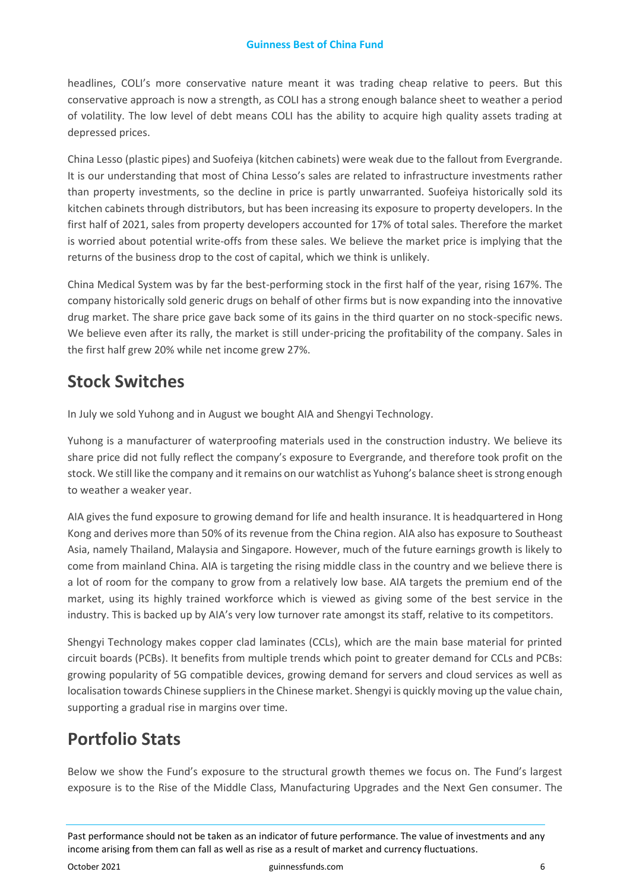headlines, COLI's more conservative nature meant it was trading cheap relative to peers. But this conservative approach is now a strength, as COLI has a strong enough balance sheet to weather a period of volatility. The low level of debt means COLI has the ability to acquire high quality assets trading at depressed prices.

China Lesso (plastic pipes) and Suofeiya (kitchen cabinets) were weak due to the fallout from Evergrande. It is our understanding that most of China Lesso's sales are related to infrastructure investments rather than property investments, so the decline in price is partly unwarranted. Suofeiya historically sold its kitchen cabinets through distributors, but has been increasing its exposure to property developers. In the first half of 2021, sales from property developers accounted for 17% of total sales. Therefore the market is worried about potential write-offs from these sales. We believe the market price is implying that the returns of the business drop to the cost of capital, which we think is unlikely.

China Medical System was by far the best-performing stock in the first half of the year, rising 167%. The company historically sold generic drugs on behalf of other firms but is now expanding into the innovative drug market. The share price gave back some of its gains in the third quarter on no stock-specific news. We believe even after its rally, the market is still under-pricing the profitability of the company. Sales in the first half grew 20% while net income grew 27%.

## Stock Switches

In July we sold Yuhong and in August we bought AIA and Shengyi Technology.

Yuhong is a manufacturer of waterproofing materials used in the construction industry. We believe its share price did not fully reflect the company's exposure to Evergrande, and therefore took profit on the stock. We still like the company and it remains on our watchlist as Yuhong's balance sheet is strong enough to weather a weaker year.

AIA gives the fund exposure to growing demand for life and health insurance. It is headquartered in Hong Kong and derives more than 50% of its revenue from the China region. AIA also has exposure to Southeast Asia, namely Thailand, Malaysia and Singapore. However, much of the future earnings growth is likely to come from mainland China. AIA is targeting the rising middle class in the country and we believe there is a lot of room for the company to grow from a relatively low base. AIA targets the premium end of the market, using its highly trained workforce which is viewed as giving some of the best service in the industry. This is backed up by AIA's very low turnover rate amongst its staff, relative to its competitors.

Shengyi Technology makes copper clad laminates (CCLs), which are the main base material for printed circuit boards (PCBs). It benefits from multiple trends which point to greater demand for CCLs and PCBs: growing popularity of 5G compatible devices, growing demand for servers and cloud services as well as localisation towards Chinese suppliers in the Chinese market. Shengyi is quickly moving up the value chain, supporting a gradual rise in margins over time.

## Portfolio Stats

Below we show the Fund's exposure to the structural growth themes we focus on. The Fund's largest exposure is to the Rise of the Middle Class, Manufacturing Upgrades and the Next Gen consumer. The

Past performance should not be taken as an indicator of future performance. The value of investments and any income arising from them can fall as well as rise as a result of market and currency fluctuations.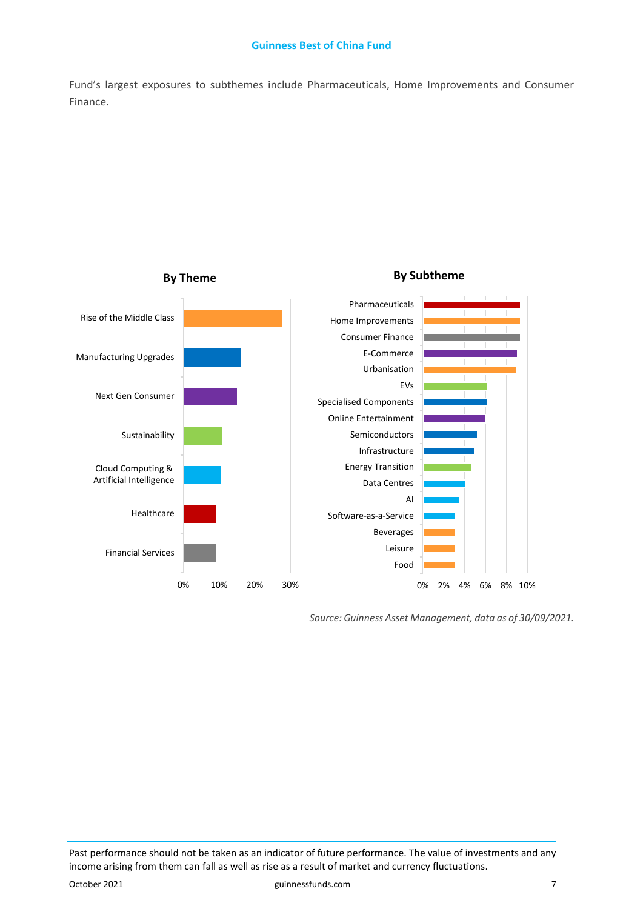Fund's largest exposures to subthemes include Pharmaceuticals, Home Improvements and Consumer Finance.

**By Theme**

Rise of the Middle Class
Manufacturing Upgrades
Next Gen Consumer
Sustainability
Cloud Computing & Artificial Intelligence
Healthcare
Financial Services

0% 10% 20% 30%

**By Subtheme**

Pharmaceuticals
Home Improvements
Consumer Finance
E-Commerce
Urbanisation
EVs
Specialised Components
Online Entertainment
Semiconductors
Infrastructure
Energy Transition
Data Centres
AI
Software-as-a-Service
Beverages
Leisure
Food

0% 2% 4% 6% 8% 10%

*Source: Guinness Asset Management, data as of 30/09/2021.*

Past performance should not be taken as an indicator of future performance. The value of investments and any income arising from them can fall as well as rise as a result of market and currency fluctuations.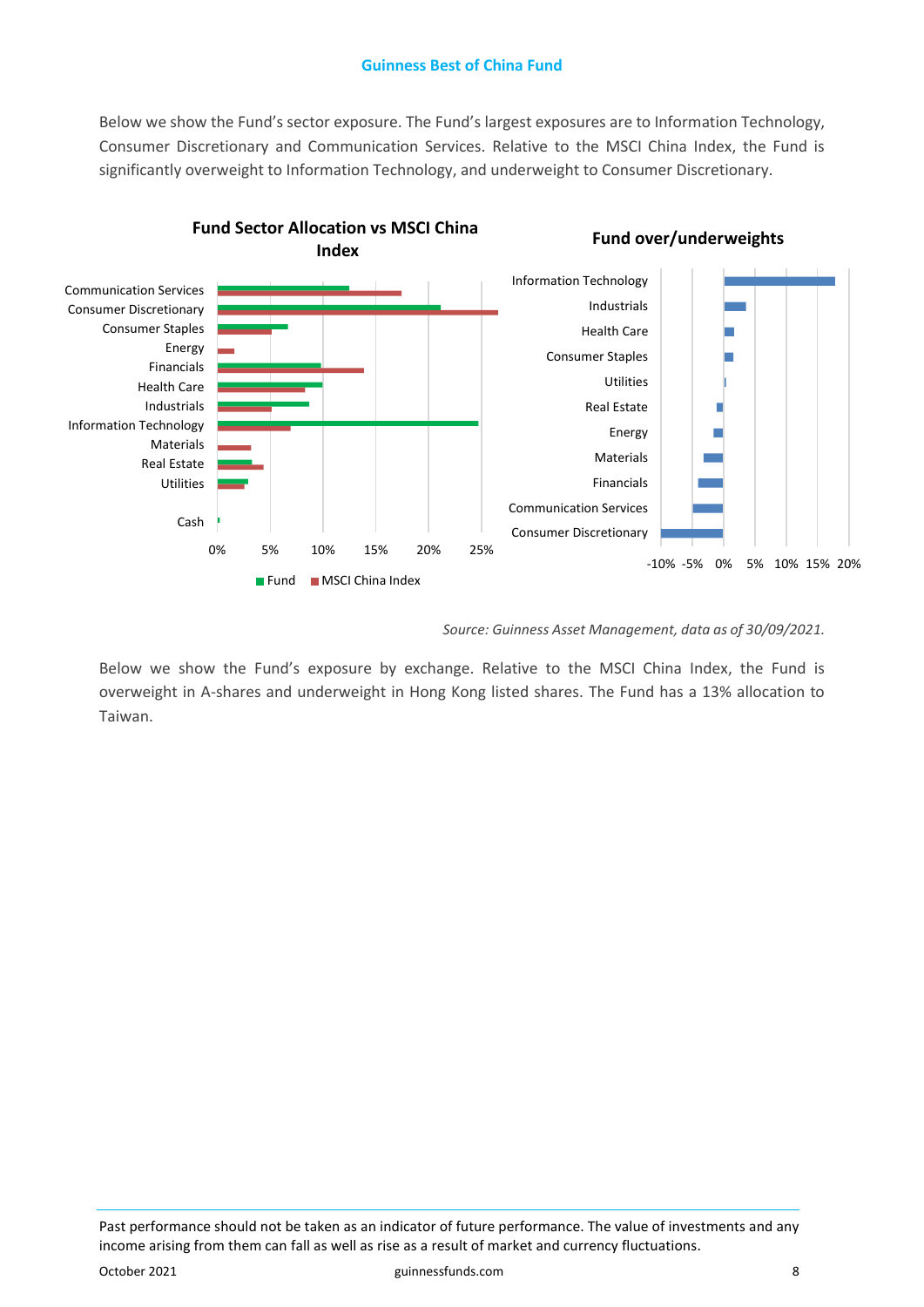Below we show the Fund's sector exposure. The Fund's largest exposures are to Information Technology, Consumer Discretionary and Communication Services. Relative to the MSCI China Index, the Fund is significantly overweight to Information Technology, and underweight to Consumer Discretionary.

**Fund Sector Allocation vs MSCI China Index**

Communication Services
Consumer Discretionary
Consumer Staples
Energy
Financials
Health Care
Industrials
Information Technology
Materials
Real Estate
Utilities
Cash

0% 5% 10% 15% 20% 25%

Fund MSCI China Index

**Fund over/underweights**

Information Technology
Industrials
Health Care
Consumer Staples
Utilities
Real Estate
Energy
Materials
Financials
Communication Services
Consumer Discretionary

-10% -5% 0% 5% 10% 15% 20%

*Source: Guinness Asset Management, data as of 30/09/2021.*

Below we show the Fund's exposure by exchange. Relative to the MSCI China Index, the Fund is overweight in A-shares and underweight in Hong Kong listed shares. The Fund has a 13% allocation to Taiwan.

Past performance should not be taken as an indicator of future performance. The value of investments and any income arising from them can fall as well as rise as a result of market and currency fluctuations.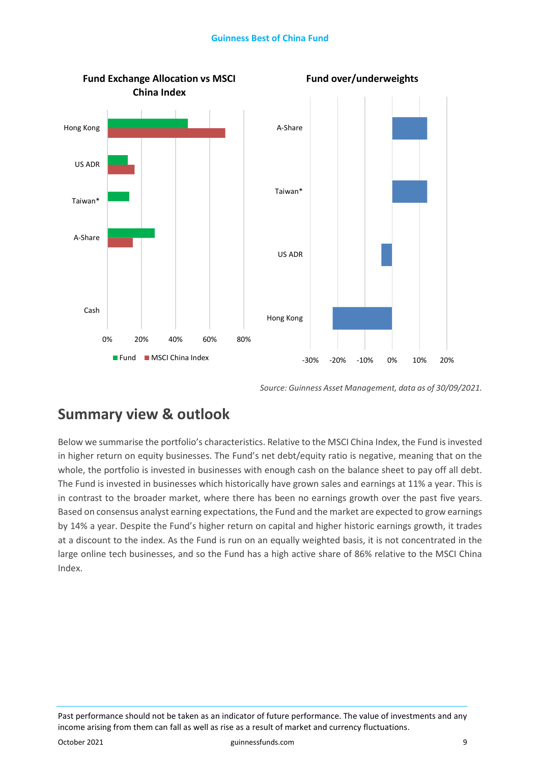**Fund Exchange Allocation vs MSCI China Index**

Hong Kong
US ADR
Taiwan*
A-Share
Cash

0% 20% 40% 60% 80%

Fund MSCI China Index

**Fund over/underweights**

A-Share
Taiwan*
US ADR
Hong Kong

-30% -20% -10% 0% 10% 20%

*Source: Guinness Asset Management, data as of 30/09/2021.*

## Summary view & outlook

Below we summarise the portfolio's characteristics. Relative to the MSCI China Index, the Fund is invested in higher return on equity businesses. The Fund's net debt/equity ratio is negative, meaning that on the whole, the portfolio is invested in businesses with enough cash on the balance sheet to pay off all debt. The Fund is invested in businesses which historically have grown sales and earnings at 11% a year. This is in contrast to the broader market, where there has been no earnings growth over the past five years. Based on consensus analyst earning expectations, the Fund and the market are expected to grow earnings by 14% a year. Despite the Fund's higher return on capital and higher historic earnings growth, it trades at a discount to the index. As the Fund is run on an equally weighted basis, it is not concentrated in the large online tech businesses, and so the Fund has a high active share of 86% relative to the MSCI China Index.

Past performance should not be taken as an indicator of future performance. The value of investments and any income arising from them can fall as well as rise as a result of market and currency fluctuations.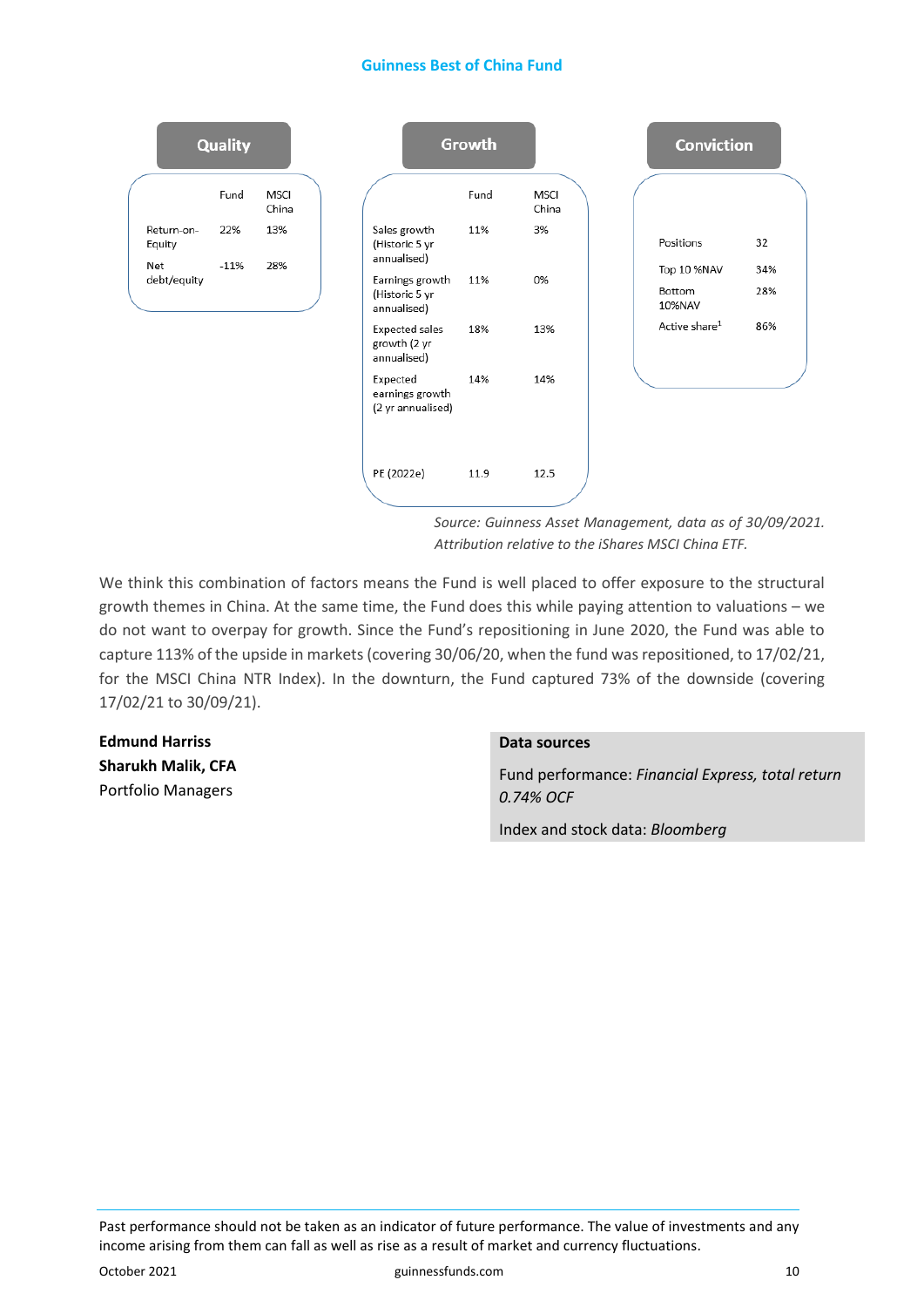Guinness Best of China Fund

**Quality**

| | Fund | MSCI China |
|---|---|---|
| Return-on-Equity | 22% | 13% |
| Net debt/equity | -11% | 28% |

**Growth**

| | Fund | MSCI China |
|---|---|---|
| Sales growth (Historic 5 yr annualised) | 11% | 3% |
| Earnings growth (Historic 5 yr annualised) | 11% | 0% |
| Expected sales growth (2 yr annualised) | 18% | 13% |
| Expected earnings growth (2 yr annualised) | 14% | 14% |
| PE (2022e) | 11.9 | 12.5 |

**Conviction**

| | |
|---|---|
| Positions | 32 |
| Top 10 %NAV | 34% |
| Bottom 10%NAV | 28% |
| Active share[1] | 86% |

*Source: Guinness Asset Management, data as of 30/09/2021. Attribution relative to the iShares MSCI China ETF.*

We think this combination of factors means the Fund is well placed to offer exposure to the structural growth themes in China. At the same time, the Fund does this while paying attention to valuations – we do not want to overpay for growth. Since the Fund's repositioning in June 2020, the Fund was able to capture 113% of the upside in markets (covering 30/06/20, when the fund was repositioned, to 17/02/21, for the MSCI China NTR Index). In the downturn, the Fund captured 73% of the downside (covering 17/02/21 to 30/09/21).

**Edmund Harriss**
**Sharukh Malik, CFA**
Portfolio Managers

**Data sources**

Fund performance: *Financial Express, total return 0.74% OCF*

Index and stock data: *Bloomberg*

Past performance should not be taken as an indicator of future performance. The value of investments and any income arising from them can fall as well as rise as a result of market and currency fluctuations.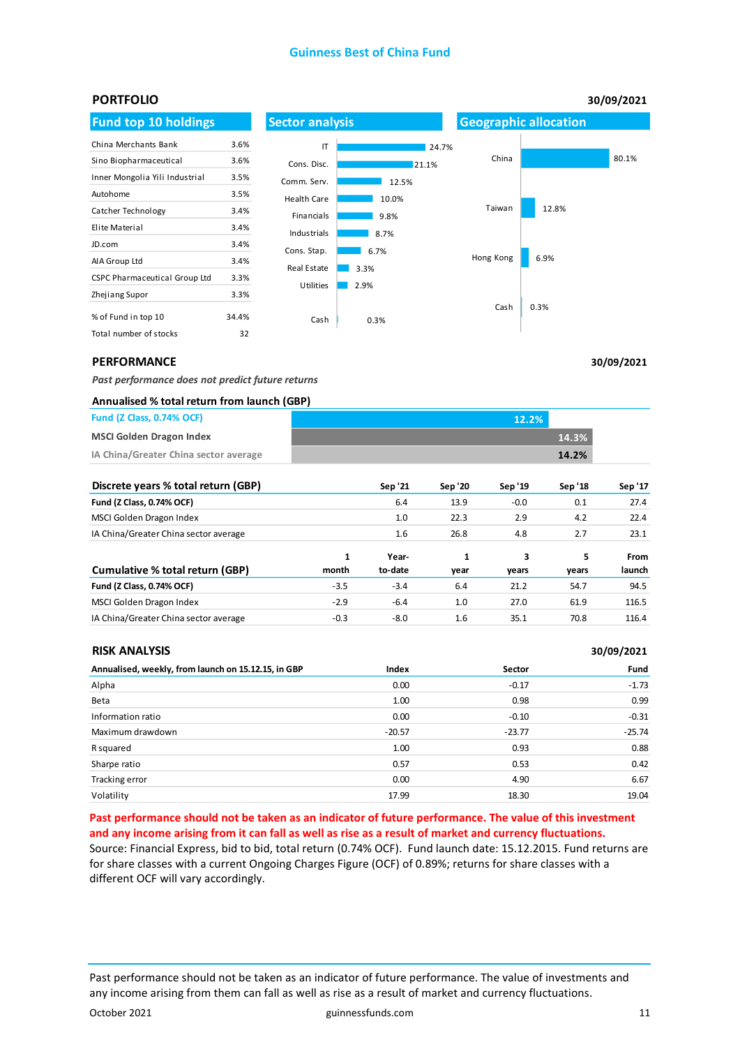## Guinness Best of China Fund

### PORTFOLIO

30/09/2021

#### Fund top 10 holdings

| Holding | % |
|---|---|
| China Merchants Bank | 3.6% |
| Sino Biopharmaceutical | 3.6% |
| Inner Mongolia Yili Industrial | 3.5% |
| Autohome | 3.5% |
| Catcher Technology | 3.4% |
| Elite Material | 3.4% |
| JD.com | 3.4% |
| AIA Group Ltd | 3.4% |
| CSPC Pharmaceutical Group Ltd | 3.3% |
| Zhejiang Supor | 3.3% |
| % of Fund in top 10 | 34.4% |
| Total number of stocks | 32 |

#### Sector analysis

| Sector | % |
|---|---|
| IT | 24.7% |
| Cons. Disc. | 21.1% |
| Comm. Serv. | 12.5% |
| Health Care | 10.0% |
| Financials | 9.8% |
| Industrials | 8.7% |
| Cons. Stap. | 6.7% |
| Real Estate | 3.3% |
| Utilities | 2.9% |
| Cash | 0.3% |

#### Geographic allocation

| Region | % |
|---|---|
| China | 80.1% |
| Taiwan | 12.8% |
| Hong Kong | 6.9% |
| Cash | 0.3% |

### PERFORMANCE

30/09/2021

*Past performance does not predict future returns*

**Annualised % total return from launch (GBP)**

| | |
|---|---|
| Fund (Z Class, 0.74% OCF) | 12.2% |
| MSCI Golden Dragon Index | 14.3% |
| IA China/Greater China sector average | 14.2% |

| Discrete years % total return (GBP) | Sep '21 | Sep '20 | Sep '19 | Sep '18 | Sep '17 |
|---|---|---|---|---|---|
| **Fund (Z Class, 0.74% OCF)** | 6.4 | 13.9 | -0.0 | 0.1 | 27.4 |
| MSCI Golden Dragon Index | 1.0 | 22.3 | 2.9 | 4.2 | 22.4 |
| IA China/Greater China sector average | 1.6 | 26.8 | 4.8 | 2.7 | 23.1 |

| Cumulative % total return (GBP) | 1 month | Year-to-date | 1 year | 3 years | 5 years | From launch |
|---|---|---|---|---|---|---|
| **Fund (Z Class, 0.74% OCF)** | -3.5 | -3.4 | 6.4 | 21.2 | 54.7 | 94.5 |
| MSCI Golden Dragon Index | -2.9 | -6.4 | 1.0 | 27.0 | 61.9 | 116.5 |
| IA China/Greater China sector average | -0.3 | -8.0 | 1.6 | 35.1 | 70.8 | 116.4 |

### RISK ANALYSIS

30/09/2021

| Annualised, weekly, from launch on 15.12.15, in GBP | Index | Sector | Fund |
|---|---|---|---|
| Alpha | 0.00 | -0.17 | -1.73 |
| Beta | 1.00 | 0.98 | 0.99 |
| Information ratio | 0.00 | -0.10 | -0.31 |
| Maximum drawdown | -20.57 | -23.77 | -25.74 |
| R squared | 1.00 | 0.93 | 0.88 |
| Sharpe ratio | 0.57 | 0.53 | 0.42 |
| Tracking error | 0.00 | 4.90 | 6.67 |
| Volatility | 17.99 | 18.30 | 19.04 |

**Past performance should not be taken as an indicator of future performance. The value of this investment and any income arising from it can fall as well as rise as a result of market and currency fluctuations.**

Source: Financial Express, bid to bid, total return (0.74% OCF). Fund launch date: 15.12.2015. Fund returns are for share classes with a current Ongoing Charges Figure (OCF) of 0.89%; returns for share classes with a different OCF will vary accordingly.

Past performance should not be taken as an indicator of future performance. The value of investments and any income arising from them can fall as well as rise as a result of market and currency fluctuations.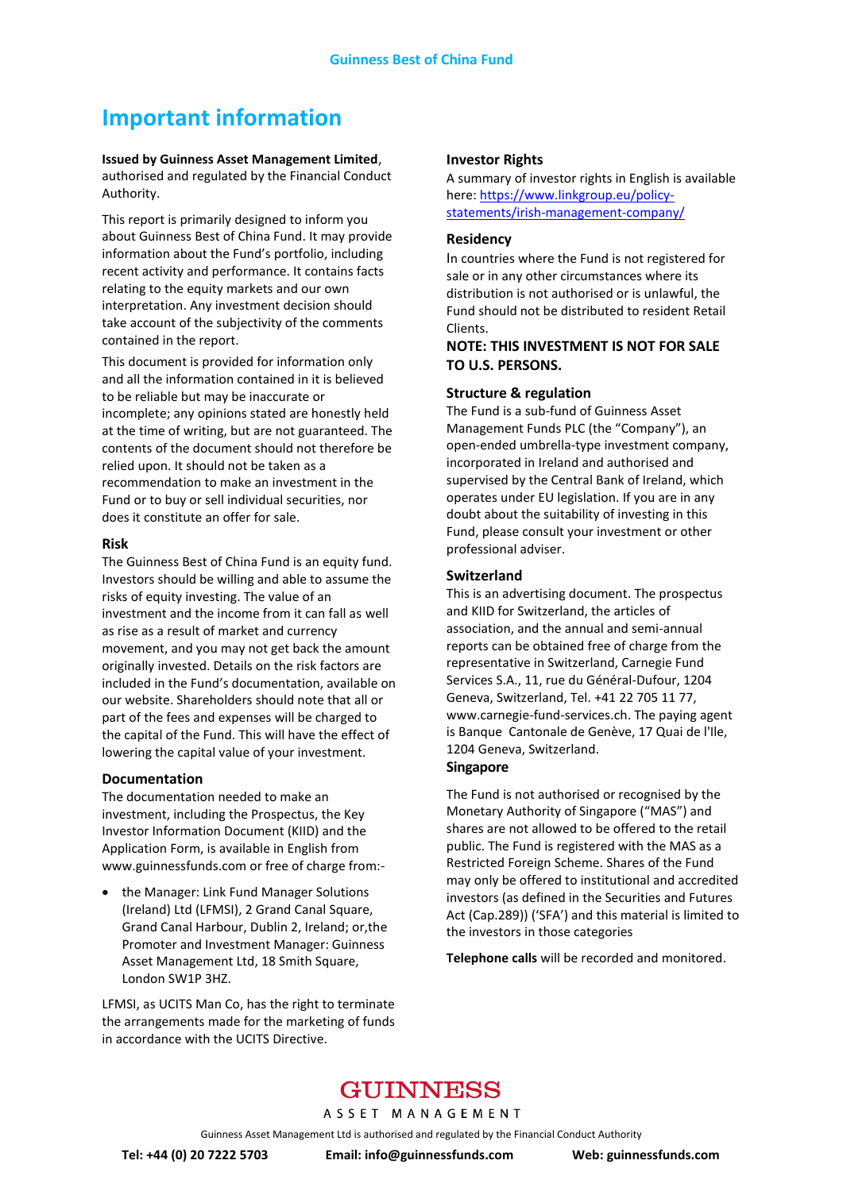# Important information

**Issued by Guinness Asset Management Limited**, authorised and regulated by the Financial Conduct Authority.

This report is primarily designed to inform you about Guinness Best of China Fund. It may provide information about the Fund's portfolio, including recent activity and performance. It contains facts relating to the equity markets and our own interpretation. Any investment decision should take account of the subjectivity of the comments contained in the report.

This document is provided for information only and all the information contained in it is believed to be reliable but may be inaccurate or incomplete; any opinions stated are honestly held at the time of writing, but are not guaranteed. The contents of the document should not therefore be relied upon. It should not be taken as a recommendation to make an investment in the Fund or to buy or sell individual securities, nor does it constitute an offer for sale.

### Risk

The Guinness Best of China Fund is an equity fund. Investors should be willing and able to assume the risks of equity investing. The value of an investment and the income from it can fall as well as rise as a result of market and currency movement, and you may not get back the amount originally invested. Details on the risk factors are included in the Fund's documentation, available on our website. Shareholders should note that all or part of the fees and expenses will be charged to the capital of the Fund. This will have the effect of lowering the capital value of your investment.

### Documentation

The documentation needed to make an investment, including the Prospectus, the Key Investor Information Document (KIID) and the Application Form, is available in English from www.guinnessfunds.com or free of charge from:-

- the Manager: Link Fund Manager Solutions (Ireland) Ltd (LFMSI), 2 Grand Canal Square, Grand Canal Harbour, Dublin 2, Ireland; or,the Promoter and Investment Manager: Guinness Asset Management Ltd, 18 Smith Square, London SW1P 3HZ.

LFMSI, as UCITS Man Co, has the right to terminate the arrangements made for the marketing of funds in accordance with the UCITS Directive.

### Investor Rights

A summary of investor rights in English is available here: https://www.linkgroup.eu/policy-statements/irish-management-company/

### Residency

In countries where the Fund is not registered for sale or in any other circumstances where its distribution is not authorised or is unlawful, the Fund should not be distributed to resident Retail Clients.

**NOTE: THIS INVESTMENT IS NOT FOR SALE TO U.S. PERSONS.**

### Structure & regulation

The Fund is a sub-fund of Guinness Asset Management Funds PLC (the "Company"), an open-ended umbrella-type investment company, incorporated in Ireland and authorised and supervised by the Central Bank of Ireland, which operates under EU legislation. If you are in any doubt about the suitability of investing in this Fund, please consult your investment or other professional adviser.

### Switzerland

This is an advertising document. The prospectus and KIID for Switzerland, the articles of association, and the annual and semi-annual reports can be obtained free of charge from the representative in Switzerland, Carnegie Fund Services S.A., 11, rue du Général-Dufour, 1204 Geneva, Switzerland, Tel. +41 22 705 11 77, www.carnegie-fund-services.ch. The paying agent is Banque Cantonale de Genève, 17 Quai de l'Ile, 1204 Geneva, Switzerland.

### Singapore

The Fund is not authorised or recognised by the Monetary Authority of Singapore ("MAS") and shares are not allowed to be offered to the retail public. The Fund is registered with the MAS as a Restricted Foreign Scheme. Shares of the Fund may only be offered to institutional and accredited investors (as defined in the Securities and Futures Act (Cap.289)) ('SFA') and this material is limited to the investors in those categories

**Telephone calls** will be recorded and monitored.

GUINNESS
ASSET MANAGEMENT

Guinness Asset Management Ltd is authorised and regulated by the Financial Conduct Authority

**Tel: +44 (0) 20 7222 5703** **Email: info@guinnessfunds.com** **Web: guinnessfunds.com**